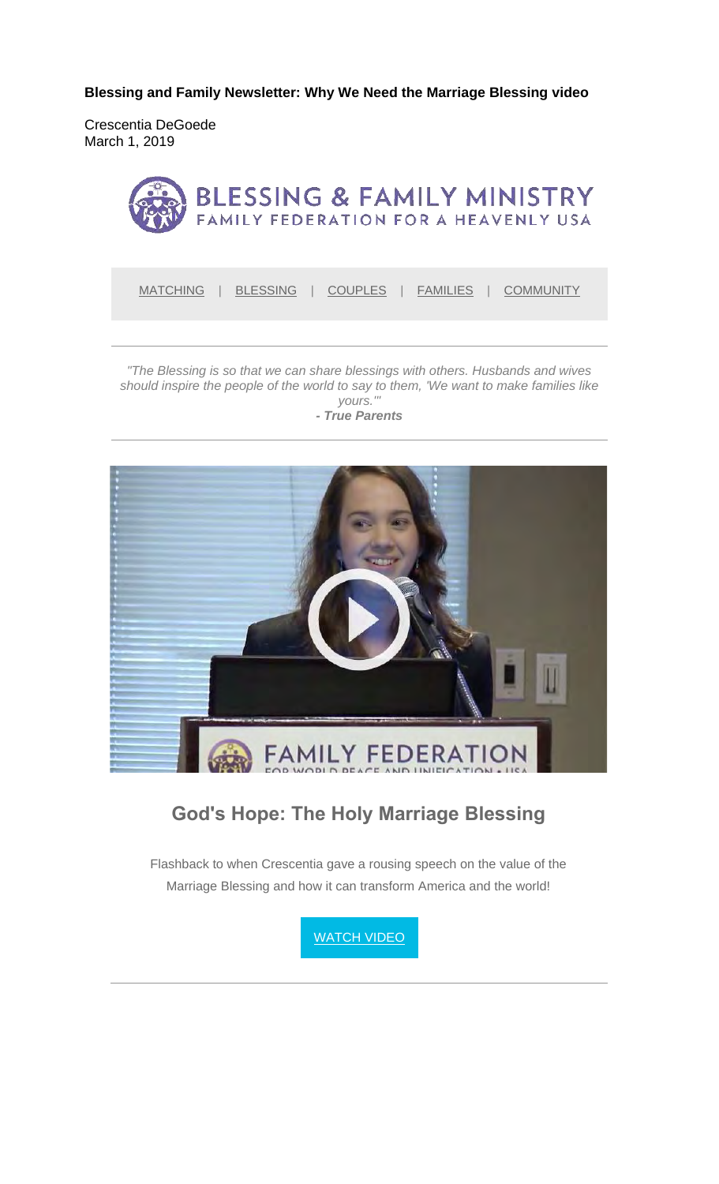**Blessing and Family Newsletter: Why We Need the Marriage Blessing video**

Crescentia DeGoede
March 1, 2019

BLESSING & FAMILY MINISTRY
FAMILY FEDERATION FOR A HEAVENLY USA

MATCHING | BLESSING | COUPLES | FAMILIES | COMMUNITY

---

*"The Blessing is so that we can share blessings with others. Husbands and wives should inspire the people of the world to say to them, 'We want to make families like yours.'"*
***- True Parents***

---

## God's Hope: The Holy Marriage Blessing

Flashback to when Crescentia gave a rousing speech on the value of the Marriage Blessing and how it can transform America and the world!

WATCH VIDEO

---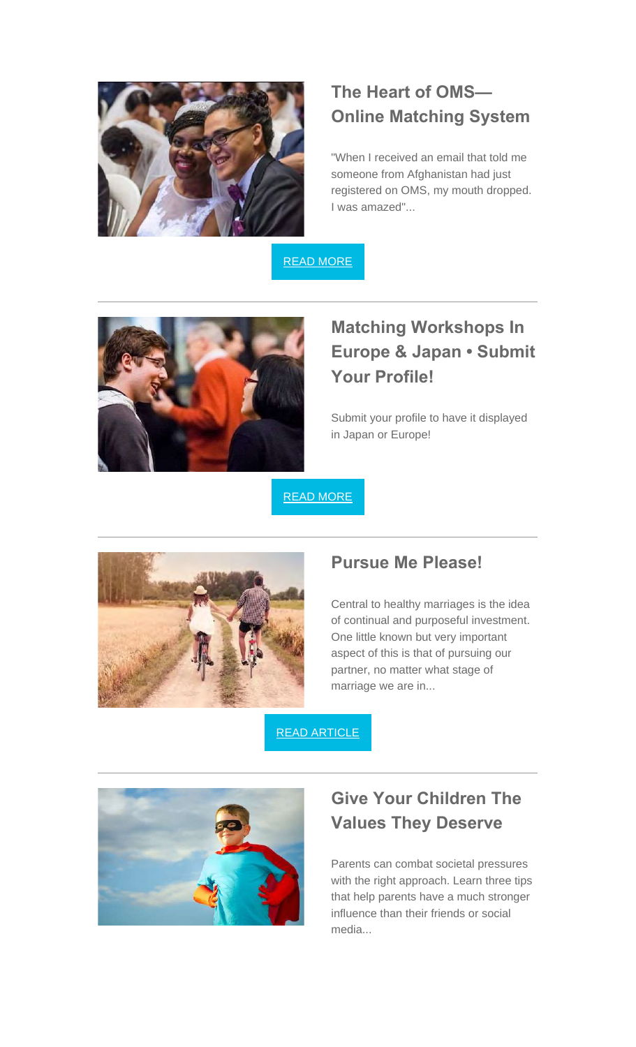## The Heart of OMS—Online Matching System

"When I received an email that told me someone from Afghanistan had just registered on OMS, my mouth dropped. I was amazed"...

READ MORE

---

## Matching Workshops In Europe & Japan • Submit Your Profile!

Submit your profile to have it displayed in Japan or Europe!

READ MORE

---

## Pursue Me Please!

Central to healthy marriages is the idea of continual and purposeful investment. One little known but very important aspect of this is that of pursuing our partner, no matter what stage of marriage we are in...

READ ARTICLE

---

## Give Your Children The Values They Deserve

Parents can combat societal pressures with the right approach. Learn three tips that help parents have a much stronger influence than their friends or social media...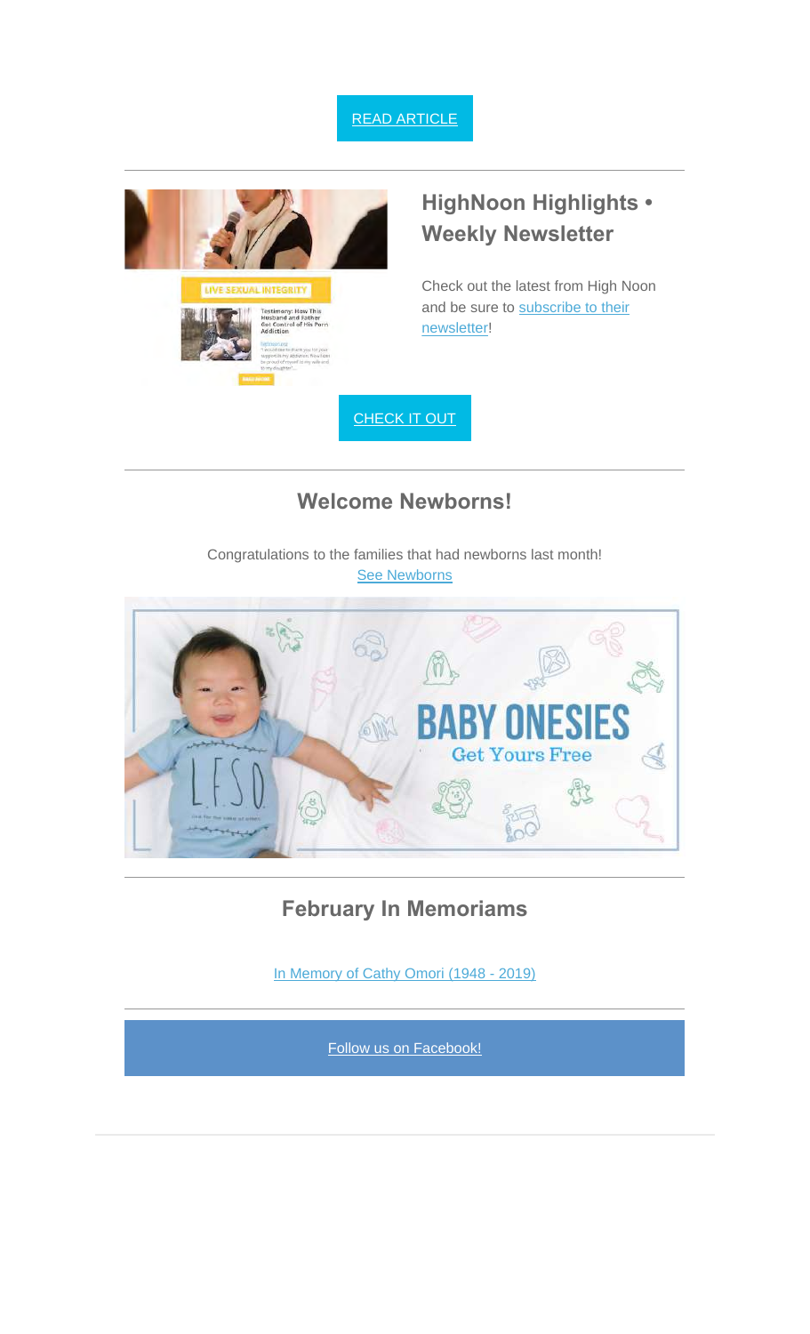READ ARTICLE

## HighNoon Highlights • Weekly Newsletter

Check out the latest from High Noon and be sure to subscribe to their newsletter!

CHECK IT OUT

## Welcome Newborns!

Congratulations to the families that had newborns last month!

See Newborns

## February In Memoriams

In Memory of Cathy Omori (1948 - 2019)

Follow us on Facebook!